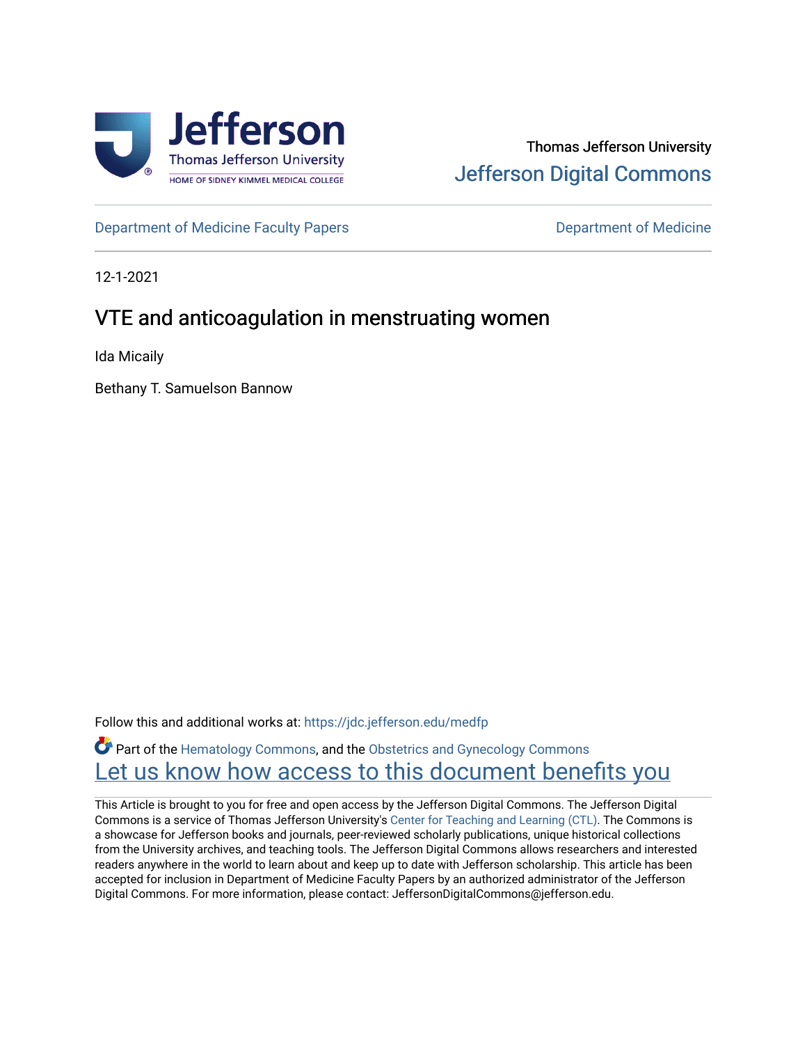Thomas Jefferson University

Jefferson Digital Commons

Department of Medicine Faculty Papers

Department of Medicine

12-1-2021

# VTE and anticoagulation in menstruating women

Ida Micaily

Bethany T. Samuelson Bannow

Follow this and additional works at: https://jdc.jefferson.edu/medfp

Part of the Hematology Commons, and the Obstetrics and Gynecology Commons

Let us know how access to this document benefits you

This Article is brought to you for free and open access by the Jefferson Digital Commons. The Jefferson Digital Commons is a service of Thomas Jefferson University's Center for Teaching and Learning (CTL). The Commons is a showcase for Jefferson books and journals, peer-reviewed scholarly publications, unique historical collections from the University archives, and teaching tools. The Jefferson Digital Commons allows researchers and interested readers anywhere in the world to learn about and keep up to date with Jefferson scholarship. This article has been accepted for inclusion in Department of Medicine Faculty Papers by an authorized administrator of the Jefferson Digital Commons. For more information, please contact: JeffersonDigitalCommons@jefferson.edu.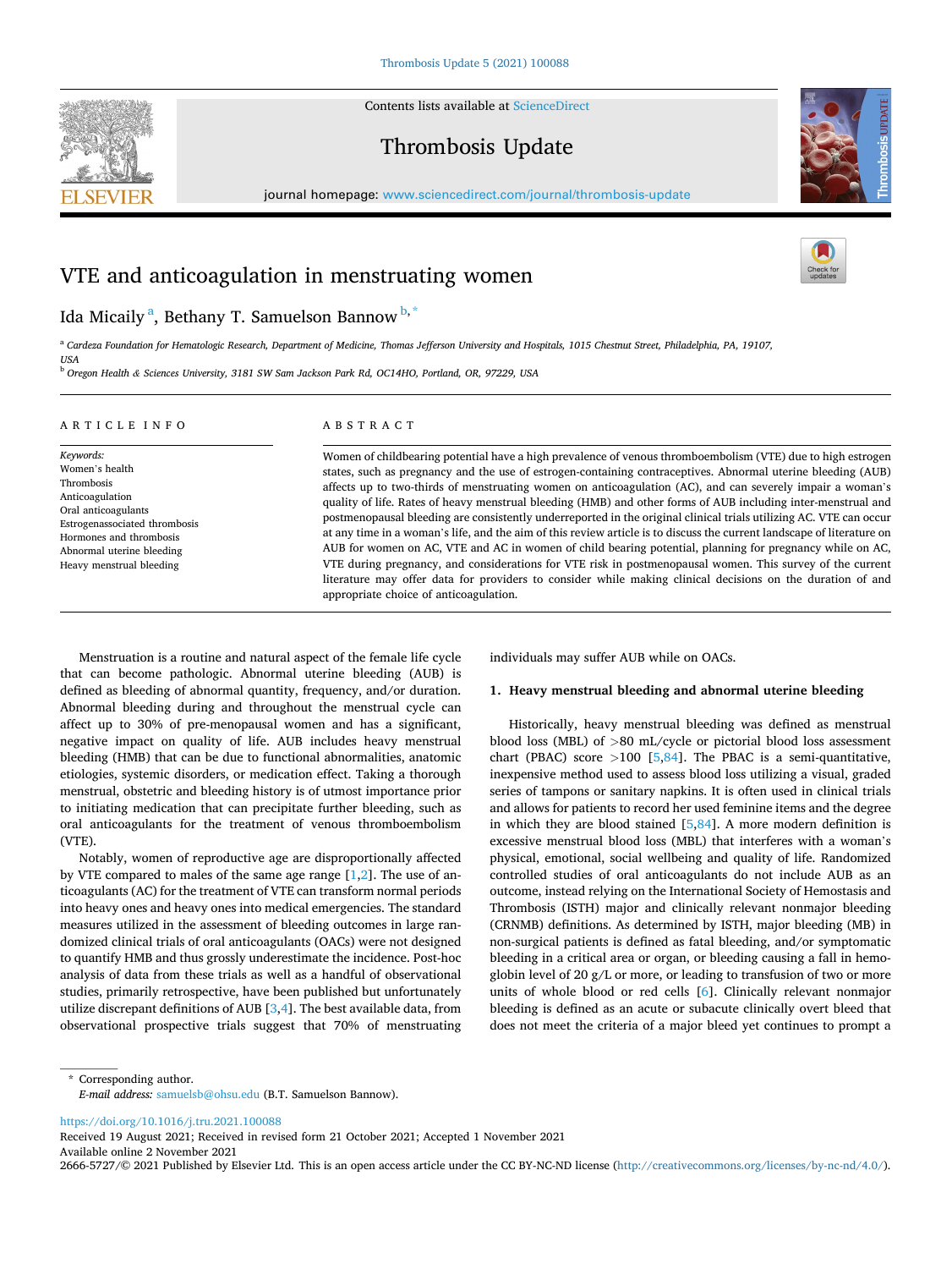# VTE and anticoagulation in menstruating women

Ida Micaily [a], Bethany T. Samuelson Bannow [b,*]

[a] Cardeza Foundation for Hematologic Research, Department of Medicine, Thomas Jefferson University and Hospitals, 1015 Chestnut Street, Philadelphia, PA, 19107, USA

[b] Oregon Health & Sciences University, 3181 SW Sam Jackson Park Rd, OC14HO, Portland, OR, 97229, USA

## ARTICLE INFO

*Keywords:*
Women's health
Thrombosis
Anticoagulation
Oral anticoagulants
Estrogenassociated thrombosis
Hormones and thrombosis
Abnormal uterine bleeding
Heavy menstrual bleeding

## ABSTRACT

Women of childbearing potential have a high prevalence of venous thromboembolism (VTE) due to high estrogen states, such as pregnancy and the use of estrogen-containing contraceptives. Abnormal uterine bleeding (AUB) affects up to two-thirds of menstruating women on anticoagulation (AC), and can severely impair a woman's quality of life. Rates of heavy menstrual bleeding (HMB) and other forms of AUB including inter-menstrual and postmenopausal bleeding are consistently underreported in the original clinical trials utilizing AC. VTE can occur at any time in a woman's life, and the aim of this review article is to discuss the current landscape of literature on AUB for women on AC, VTE and AC in women of child bearing potential, planning for pregnancy while on AC, VTE during pregnancy, and considerations for VTE risk in postmenopausal women. This survey of the current literature may offer data for providers to consider while making clinical decisions on the duration of and appropriate choice of anticoagulation.

Menstruation is a routine and natural aspect of the female life cycle that can become pathologic. Abnormal uterine bleeding (AUB) is defined as bleeding of abnormal quantity, frequency, and/or duration. Abnormal bleeding during and throughout the menstrual cycle can affect up to 30% of pre-menopausal women and has a significant, negative impact on quality of life. AUB includes heavy menstrual bleeding (HMB) that can be due to functional abnormalities, anatomic etiologies, systemic disorders, or medication effect. Taking a thorough menstrual, obstetric and bleeding history is of utmost importance prior to initiating medication that can precipitate further bleeding, such as oral anticoagulants for the treatment of venous thromboembolism (VTE).

Notably, women of reproductive age are disproportionally affected by VTE compared to males of the same age range [1,2]. The use of anticoagulants (AC) for the treatment of VTE can transform normal periods into heavy ones and heavy ones into medical emergencies. The standard measures utilized in the assessment of bleeding outcomes in large randomized clinical trials of oral anticoagulants (OACs) were not designed to quantify HMB and thus grossly underestimate the incidence. Post-hoc analysis of data from these trials as well as a handful of observational studies, primarily retrospective, have been published but unfortunately utilize discrepant definitions of AUB [3,4]. The best available data, from observational prospective trials suggest that 70% of menstruating individuals may suffer AUB while on OACs.

## 1. Heavy menstrual bleeding and abnormal uterine bleeding

Historically, heavy menstrual bleeding was defined as menstrual blood loss (MBL) of >80 mL/cycle or pictorial blood loss assessment chart (PBAC) score >100 [5,84]. The PBAC is a semi-quantitative, inexpensive method used to assess blood loss utilizing a visual, graded series of tampons or sanitary napkins. It is often used in clinical trials and allows for patients to record her used feminine items and the degree in which they are blood stained [5,84]. A more modern definition is excessive menstrual blood loss (MBL) that interferes with a woman's physical, emotional, social wellbeing and quality of life. Randomized controlled studies of oral anticoagulants do not include AUB as an outcome, instead relying on the International Society of Hemostasis and Thrombosis (ISTH) major and clinically relevant nonmajor bleeding (CRNMB) definitions. As determined by ISTH, major bleeding (MB) in non-surgical patients is defined as fatal bleeding, and/or symptomatic bleeding in a critical area or organ, or bleeding causing a fall in hemoglobin level of 20 g/L or more, or leading to transfusion of two or more units of whole blood or red cells [6]. Clinically relevant nonmajor bleeding is defined as an acute or subacute clinically overt bleed that does not meet the criteria of a major bleed yet continues to prompt a

\* Corresponding author.
*E-mail address:* samuelsb@ohsu.edu (B.T. Samuelson Bannow).

https://doi.org/10.1016/j.tru.2021.100088
Received 19 August 2021; Received in revised form 21 October 2021; Accepted 1 November 2021
Available online 2 November 2021
2666-5727/© 2021 Published by Elsevier Ltd. This is an open access article under the CC BY-NC-ND license (http://creativecommons.org/licenses/by-nc-nd/4.0/).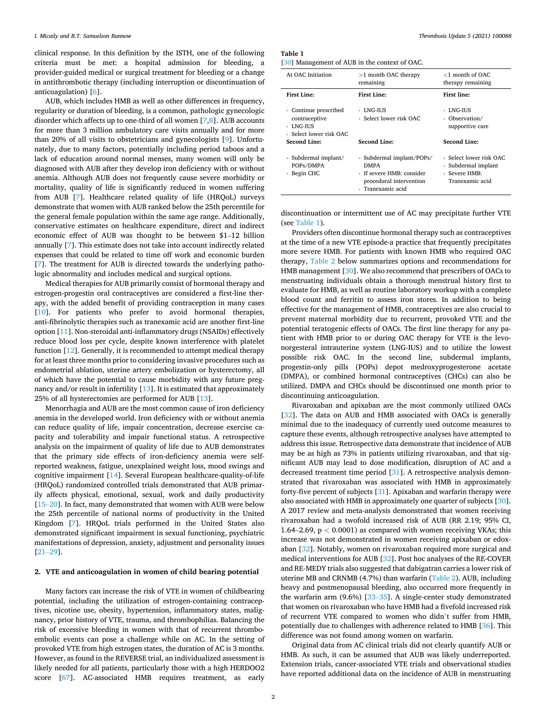clinical response. In this definition by the ISTH, one of the following criteria must be met: a hospital admission for bleeding, a provider-guided medical or surgical treatment for bleeding or a change in antithrombotic therapy (including interruption or discontinuation of anticoagulation) [6].

AUB, which includes HMB as well as other differences in frequency, regularity or duration of bleeding, is a common, pathologic gynecologic disorder which affects up to one-third of all women [7,8]. AUB accounts for more than 3 million ambulatory care visits annually and for more than 20% of all visits to obstetricians and gynecologists [9]. Unfortunately, due to many factors, potentially including period taboos and a lack of education around normal menses, many women will only be diagnosed with AUB after they develop iron deficiency with or without anemia. Although AUB does not frequently cause severe morbidity or mortality, quality of life is significantly reduced in women suffering from AUB [7]. Healthcare related quality of life (HRQoL) surveys demonstrate that women with AUB ranked below the 25th percentile for the general female population within the same age range. Additionally, conservative estimates on healthcare expenditure, direct and indirect economic effect of AUB was thought to be between $1–12 billion annually [7]. This estimate does not take into account indirectly related expenses that could be related to time off work and economic burden [7]. The treatment for AUB is directed towards the underlying pathologic abnormality and includes medical and surgical options.

Medical therapies for AUB primarily consist of hormonal therapy and estrogen-progestin oral contraceptives are considered a first-line therapy, with the added benefit of providing contraception in many cases [10]. For patients who prefer to avoid hormonal therapies, anti-fibrinolytic therapies such as tranexamic acid are another first-line option [11]. Non-steroidal anti-inflammatory drugs (NSAIDs) effectively reduce blood loss per cycle, despite known interference with platelet function [12]. Generally, it is recommended to attempt medical therapy for at least three months prior to considering invasive procedures such as endometrial ablation, uterine artery embolization or hysterectomy, all of which have the potential to cause morbidity with any future pregnancy and/or result in infertility [13]. It is estimated that approximately 25% of all hysterectomies are performed for AUB [13].

Menorrhagia and AUB are the most common cause of iron deficiency anemia in the developed world. Iron deficiency with or without anemia can reduce quality of life, impair concentration, decrease exercise capacity and tolerability and impair functional status. A retrospective analysis on the impairment of quality of life due to AUB demonstrates that the primary side effects of iron-deficiency anemia were self-reported weakness, fatigue, unexplained weight loss, mood swings and cognitive impairment [14]. Several European healthcare-quality-of-life (HRQoL) randomized controlled trials demonstrated that AUB primarily affects physical, emotional, sexual, work and daily productivity [15–20]. In fact, many demonstrated that women with AUB were below the 25th percentile of national norms of productivity in the United Kingdom [7]. HRQoL trials performed in the United States also demonstrated significant impairment in sexual functioning, psychiatric manifestations of depression, anxiety, adjustment and personality issues [21–29].

## 2. VTE and anticoagulation in women of child bearing potential

Many factors can increase the risk of VTE in women of childbearing potential, including the utilization of estrogen-containing contraceptives, nicotine use, obesity, hypertension, inflammatory states, malignancy, prior history of VTE, trauma, and thrombophilias. Balancing the risk of excessive bleeding in women with that of recurrent thromboembolic events can pose a challenge while on AC. In the setting of provoked VTE from high estrogen states, the duration of AC is 3 months. However, as found in the REVERSE trial, an individualized assessment is likely needed for all patients, particularly those with a high HERDOO2 score [67]. AC-associated HMB requires treatment, as early discontinuation or intermittent use of AC may precipitate further VTE (see Table 1).

**Table 1**
[30] Management of AUB in the context of OAC.

| At OAC Initiation | >1 month OAC therapy remaining | <1 month of OAC therapy remaining |
|---|---|---|
| **First Line:** | **First Line:** | **First line:** |
| - Continue prescribed contraceptive<br>- LNG-IUS<br>- Select lower risk OAC | - LNG-IUS<br>- Select lower risk OAC | - LNG-IUS<br>- Observation/ supportive care |
| **Second Line:** | **Second Line:** | **Second Line:** |
| - Subdermal implant/ POPs/DMPA<br>- Begin CHC | - Subdermal implant/POPs/ DMPA<br>- If severe HMB: consider procedural intervention<br>- Tranexamic acid | - Select lower risk OAC<br>- Subdermal implant<br>- Severe HMB: Tranexamic acid |

Providers often discontinue hormonal therapy such as contraceptives at the time of a new VTE episode-a practice that frequently precipitates more severe HMB. For patients with known HMB who required OAC therapy, Table 2 below summarizes options and recommendations for HMB management [30]. We also recommend that prescribers of OACs to menstruating individuals obtain a thorough menstrual history first to evaluate for HMB, as well as routine laboratory workup with a complete blood count and ferritin to assess iron stores. In addition to being effective for the management of HMB, contraceptives are also crucial to prevent maternal morbidity due to recurrent, provoked VTE and the potential teratogenic effects of OACs. The first line therapy for any patient with HMB prior to or during OAC therapy for VTE is the levonorgesteral intrauterine system (LNG-IUS) and to utilize the lowest possible risk OAC. In the second line, subdermal implants, progestin-only pills (POPs) depot medroxyprogesterone acetate (DMPA), or combined hormonal contraceptives (CHCs) can also be utilized. DMPA and CHCs should be discontinued one month prior to discontinuing anticoagulation.

Rivaroxaban and apixaban are the most commonly utilized OACs [32]. The data on AUB and HMB associated with OACs is generally minimal due to the inadequacy of currently used outcome measures to capture these events, although retrospective analyses have attempted to address this issue. Retrospective data demonstrate that incidence of AUB may be as high as 73% in patients utilizing rivaroxaban, and that significant AUB may lead to dose modification, disruption of AC and a decreased treatment time period [31]. A retrospective analysis demonstrated that rivaroxaban was associated with HMB in approximately forty-five percent of subjects. Apixaban and warfarin therapy were also associated with HMB in approximately one quarter of subjects [30]. A 2017 review and meta-analysis demonstrated that women receiving rivaroxaban had a twofold increased risk of AUB (RR 2.19; 95% CI, 1.64–2.69, $p < 0.0001$) as compared with women receiving VKAs; this increase was not demonstrated in women receiving apixaban or edoxaban [32]. Notably, women on rivaroxaban required more surgical and medical interventions for AUB [32]. Post hoc analyses of the RE-COVER and RE-MEDY trials also suggested that dabigatran carries a lower risk of uterine MB and CRNMB (4.7%) than warfarin (Table 2). AUB, including heavy and postmenopausal bleeding, also occurred more frequently in the warfarin arm (9.6%) [33–35]. A single-center study demonstrated that women on rivaroxaban who have HMB had a fivefold increased risk of recurrent VTE compared to women who didn't suffer from HMB, potentially due to challenges with adherence related to HMB [36]. This difference was not found among women on warfarin.

Original data from AC clinical trials did not clearly quantify AUB or HMB. As such, it can be assumed that AUB was likely underreported. Extension trials, cancer-associated VTE trials and observational studies have reported additional data on the incidence of AUB in menstruating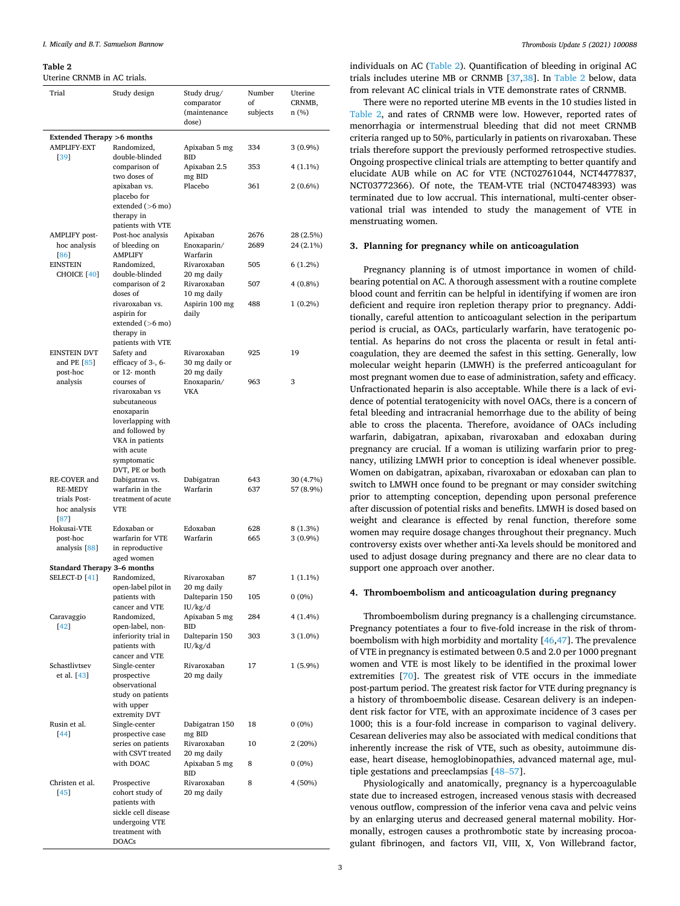**Table 2**
Uterine CRNMB in AC trials.

| Trial | Study design | Study drug/ comparator (maintenance dose) | Number of subjects | Uterine CRNMB, n (%) |
|---|---|---|---|---|
| **Extended Therapy >6 months** | | | | |
| AMPLIFY-EXT [39] | Randomized, double-blinded comparison of two doses of apixaban vs. placebo for extended (>6 mo) therapy in patients with VTE | Apixaban 5 mg BID | 334 | 3 (0.9%) |
| | | Apixaban 2.5 mg BID | 353 | 4 (1.1%) |
| | | Placebo | 361 | 2 (0.6%) |
| AMPLIFY post-hoc analysis [86] | Post-hoc analysis of bleeding on AMPLIFY | Apixaban | 2676 | 28 (2.5%) |
| | | Enoxaparin/ Warfarin | 2689 | 24 (2.1%) |
| EINSTEIN CHOICE [40] | Randomized, double-blinded comparison of 2 doses of rivaroxaban vs. aspirin for extended (>6 mo) therapy in patients with VTE | Rivaroxaban 20 mg daily | 505 | 6 (1.2%) |
| | | Rivaroxaban 10 mg daily | 507 | 4 (0.8%) |
| | | Aspirin 100 mg daily | 488 | 1 (0.2%) |
| EINSTEIN DVT and PE [85] post-hoc analysis | Safety and efficacy of 3-, 6- or 12- month courses of rivaroxaban vs subcutaneous enoxaparin loverlapping with and followed by VKA in patients with acute symptomatic DVT, PE or both | Rivaroxaban 30 mg daily or 20 mg daily | 925 | 19 |
| | | Enoxaparin/ VKA | 963 | 3 |
| RE-COVER and RE-MEDY trials Post-hoc analysis [87] | Dabigatran vs. warfarin in the treatment of acute VTE | Dabigatran | 643 | 30 (4.7%) |
| | | Warfarin | 637 | 57 (8.9%) |
| Hokusai-VTE post-hoc analysis [88] | Edoxaban or warfarin for VTE in reproductive aged women | Edoxaban | 628 | 8 (1.3%) |
| | | Warfarin | 665 | 3 (0.9%) |
| **Standard Therapy 3–6 months** | | | | |
| SELECT-D [41] | Randomized, open-label pilot in patients with cancer and VTE | Rivaroxaban 20 mg daily | 87 | 1 (1.1%) |
| | | Dalteparin 150 IU/kg/d | 105 | 0 (0%) |
| Caravaggio [42] | Randomized, open-label, non-inferiority trial in patients with cancer and VTE | Apixaban 5 mg BID | 284 | 4 (1.4%) |
| | | Dalteparin 150 IU/kg/d | 303 | 3 (1.0%) |
| Schastlivtsev et al. [43] | Single-center prospective observational study on patients with upper extremity DVT | Rivaroxaban 20 mg daily | 17 | 1 (5.9%) |
| Rusin et al. [44] | Single-center prospective case series on patients with CSVT treated with DOAC | Dabigatran 150 mg BID | 18 | 0 (0%) |
| | | Rivaroxaban 20 mg daily | 10 | 2 (20%) |
| | | Apixaban 5 mg BID | 8 | 0 (0%) |
| Christen et al. [45] | Prospective cohort study of patients with sickle cell disease undergoing VTE treatment with DOACs | Rivaroxaban 20 mg daily | 8 | 4 (50%) |

individuals on AC (Table 2). Quantification of bleeding in original AC trials includes uterine MB or CRNMB [37,38]. In Table 2 below, data from relevant AC clinical trials in VTE demonstrate rates of CRNMB.

There were no reported uterine MB events in the 10 studies listed in Table 2, and rates of CRNMB were low. However, reported rates of menorrhagia or intermenstrual bleeding that did not meet CRNMB criteria ranged up to 50%, particularly in patients on rivaroxaban. These trials therefore support the previously performed retrospective studies. Ongoing prospective clinical trials are attempting to better quantify and elucidate AUB while on AC for VTE (NCT02761044, NCT4477837, NCT03772366). Of note, the TEAM-VTE trial (NCT04748393) was terminated due to low accrual. This international, multi-center observational trial was intended to study the management of VTE in menstruating women.

## 3. Planning for pregnancy while on anticoagulation

Pregnancy planning is of utmost importance in women of child-bearing potential on AC. A thorough assessment with a routine complete blood count and ferritin can be helpful in identifying if women are iron deficient and require iron repletion therapy prior to pregnancy. Additionally, careful attention to anticoagulant selection in the peripartum period is crucial, as OACs, particularly warfarin, have teratogenic potential. As heparins do not cross the placenta or result in fetal anticoagulation, they are deemed the safest in this setting. Generally, low molecular weight heparin (LMWH) is the preferred anticoagulant for most pregnant women due to ease of administration, safety and efficacy. Unfractionated heparin is also acceptable. While there is a lack of evidence of potential teratogenicity with novel OACs, there is a concern of fetal bleeding and intracranial hemorrhage due to the ability of being able to cross the placenta. Therefore, avoidance of OACs including warfarin, dabigatran, apixaban, rivaroxaban and edoxaban during pregnancy are crucial. If a woman is utilizing warfarin prior to pregnancy, utilizing LMWH prior to conception is ideal whenever possible. Women on dabigatran, apixaban, rivaroxaban or edoxaban can plan to switch to LMWH once found to be pregnant or may consider switching prior to attempting conception, depending upon personal preference after discussion of potential risks and benefits. LMWH is dosed based on weight and clearance is effected by renal function, therefore some women may require dosage changes throughout their pregnancy. Much controversy exists over whether anti-Xa levels should be monitored and used to adjust dosage during pregnancy and there are no clear data to support one approach over another.

## 4. Thromboembolism and anticoagulation during pregnancy

Thromboembolism during pregnancy is a challenging circumstance. Pregnancy potentiates a four to five-fold increase in the risk of thromboembolism with high morbidity and mortality [46,47]. The prevalence of VTE in pregnancy is estimated between 0.5 and 2.0 per 1000 pregnant women and VTE is most likely to be identified in the proximal lower extremities [70]. The greatest risk of VTE occurs in the immediate post-partum period. The greatest risk factor for VTE during pregnancy is a history of thromboembolic disease. Cesarean delivery is an independent risk factor for VTE, with an approximate incidence of 3 cases per 1000; this is a four-fold increase in comparison to vaginal delivery. Cesarean deliveries may also be associated with medical conditions that inherently increase the risk of VTE, such as obesity, autoimmune disease, heart disease, hemoglobinopathies, advanced maternal age, multiple gestations and preeclampsias [48–57].

Physiologically and anatomically, pregnancy is a hypercoagulable state due to increased estrogen, increased venous stasis with decreased venous outflow, compression of the inferior vena cava and pelvic veins by an enlarging uterus and decreased general maternal mobility. Hormonally, estrogen causes a prothrombotic state by increasing procoagulant fibrinogen, and factors VII, VIII, X, Von Willebrand factor,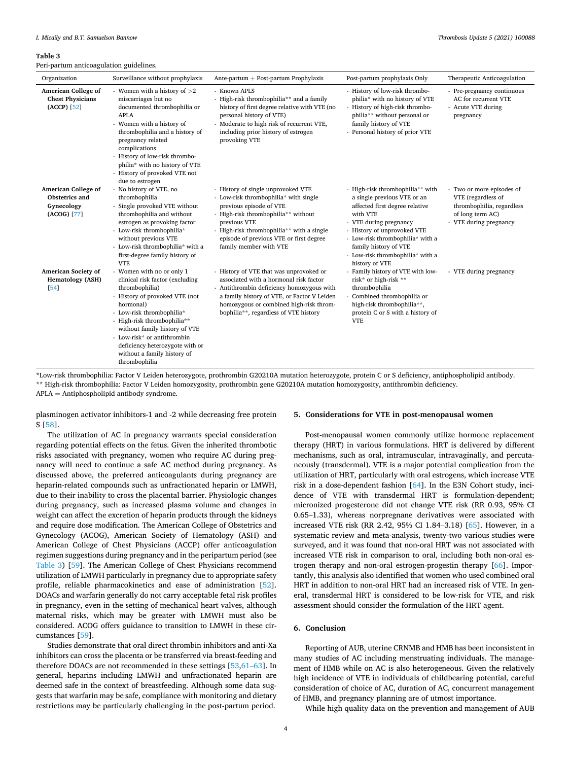**Table 3**

Peri-partum anticoagulation guidelines.

| Organization | Surveillance without prophylaxis | Ante-partum + Post-partum Prophylaxis | Post-partum prophylaxis Only | Therapeutic Anticoagulation |
|---|---|---|---|---|
| **American College of Chest Physicians (ACCP)** [52] | - Women with a history of >2 miscarriages but no documented thrombophilia or APLA<br>- Women with a history of thrombophilia and a history of pregnancy related complications<br>- History of low-risk thrombophilia* with no history of VTE<br>- History of provoked VTE not due to estrogen | - Known APLS<br>- High-risk thrombophilia** and a family history of first degree relative with VTE (no personal history of VTE)<br>- Moderate to high risk of recurrent VTE, including prior history of estrogen provoking VTE | - History of low-risk thrombophilia* with no history of VTE<br>- History of high-risk thrombophilia** without personal or family history of VTE<br>- Personal history of prior VTE | - Pre-pregnancy continuous AC for recurrent VTE<br>- Acute VTE during pregnancy |
| **American College of Obstetrics and Gynecology (ACOG)** [77] | - No history of VTE, no thrombophilia<br>- Single provoked VTE without thrombophilia and without estrogen as provoking factor<br>- Low-risk thrombophilia* without previous VTE<br>- Low-risk thrombophilia* with a first-degree family history of VTE | - History of single unprovoked VTE<br>- Low-risk thrombophilia* with single previous episode of VTE<br>- High-risk thrombophilia** without previous VTE<br>- High-risk thrombophilia** with a single episode of previous VTE or first degree family member with VTE | - High-risk thrombophilia** with a single previous VTE or an affected first degree relative with VTE<br>- VTE during pregnancy<br>- History of unprovoked VTE<br>- Low-risk thrombophilia* with a family history of VTE<br>- Low-risk thrombophilia* with a history of VTE | - Two or more episodes of VTE (regardless of thrombophilia, regardless of long term AC)<br>- VTE during pregnancy |
| **American Society of Hematology (ASH)** [54] | - Women with no or only 1 clinical risk factor (excluding thrombophilia)<br>- History of provoked VTE (not hormonal)<br>- Low-risk thrombophilia*<br>- High-risk thrombophilia** without family history of VTE<br>- Low-risk* or antithrombin deficiency heterozygote with or without a family history of thrombophilia | - History of VTE that was unprovoked or associated with a hormonal risk factor<br>- Antithrombin deficiency homozygous with a family history of VTE, or Factor V Leiden homozygous or combined high-risk thrombophilia**, regardless of VTE history | - Family history of VTE with low-risk* or high-risk ** thrombophilia<br>- Combined thrombophilia or high-risk thrombophilia**, protein C or S with a history of VTE | - VTE during pregnancy |

*Low-risk thrombophilia: Factor V Leiden heterozygote, prothrombin G20210A mutation heterozygote, protein C or S deficiency, antiphospholipid antibody.
** High-risk thrombophilia: Factor V Leiden homozygosity, prothrombin gene G20210A mutation homozygosity, antithrombin deficiency.
APLA = Antiphospholipid antibody syndrome.

plasminogen activator inhibitors-1 and -2 while decreasing free protein S [58].

The utilization of AC in pregnancy warrants special consideration regarding potential effects on the fetus. Given the inherited thrombotic risks associated with pregnancy, women who require AC during pregnancy will need to continue a safe AC method during pregnancy. As discussed above, the preferred anticoagulants during pregnancy are heparin-related compounds such as unfractionated heparin or LMWH, due to their inability to cross the placental barrier. Physiologic changes during pregnancy, such as increased plasma volume and changes in weight can affect the excretion of heparin products through the kidneys and require dose modification. The American College of Obstetrics and Gynecology (ACOG), American Society of Hematology (ASH) and American College of Chest Physicians (ACCP) offer anticoagulation regimen suggestions during pregnancy and in the peripartum period (see Table 3) [59]. The American College of Chest Physicians recommend utilization of LMWH particularly in pregnancy due to appropriate safety profile, reliable pharmacokinetics and ease of administration [52]. DOACs and warfarin generally do not carry acceptable fetal risk profiles in pregnancy, even in the setting of mechanical heart valves, although maternal risks, which may be greater with LMWH must also be considered. ACOG offers guidance to transition to LMWH in these circumstances [59].

Studies demonstrate that oral direct thrombin inhibitors and anti-Xa inhibitors can cross the placenta or be transferred via breast-feeding and therefore DOACs are not recommended in these settings [53,61–63]. In general, heparins including LMWH and unfractionated heparin are deemed safe in the context of breastfeeding. Although some data suggests that warfarin may be safe, compliance with monitoring and dietary restrictions may be particularly challenging in the post-partum period.

## 5. Considerations for VTE in post-menopausal women

Post-menopausal women commonly utilize hormone replacement therapy (HRT) in various formulations. HRT is delivered by different mechanisms, such as oral, intramuscular, intravaginally, and percutaneously (transdermal). VTE is a major potential complication from the utilization of HRT, particularly with oral estrogens, which increase VTE risk in a dose-dependent fashion [64]. In the E3N Cohort study, incidence of VTE with transdermal HRT is formulation-dependent; micronized progesterone did not change VTE risk (RR 0.93, 95% CI 0.65–1.33), whereas norpregnane derivatives were associated with increased VTE risk (RR 2.42, 95% CI 1.84–3.18) [65]. However, in a systematic review and meta-analysis, twenty-two various studies were surveyed, and it was found that non-oral HRT was not associated with increased VTE risk in comparison to oral, including both non-oral estrogen therapy and non-oral estrogen-progestin therapy [66]. Importantly, this analysis also identified that women who used combined oral HRT in addition to non-oral HRT had an increased risk of VTE. In general, transdermal HRT is considered to be low-risk for VTE, and risk assessment should consider the formulation of the HRT agent.

## 6. Conclusion

Reporting of AUB, uterine CRNMB and HMB has been inconsistent in many studies of AC including menstruating individuals. The management of HMB while on AC is also heterogeneous. Given the relatively high incidence of VTE in individuals of childbearing potential, careful consideration of choice of AC, duration of AC, concurrent management of HMB, and pregnancy planning are of utmost importance.

While high quality data on the prevention and management of AUB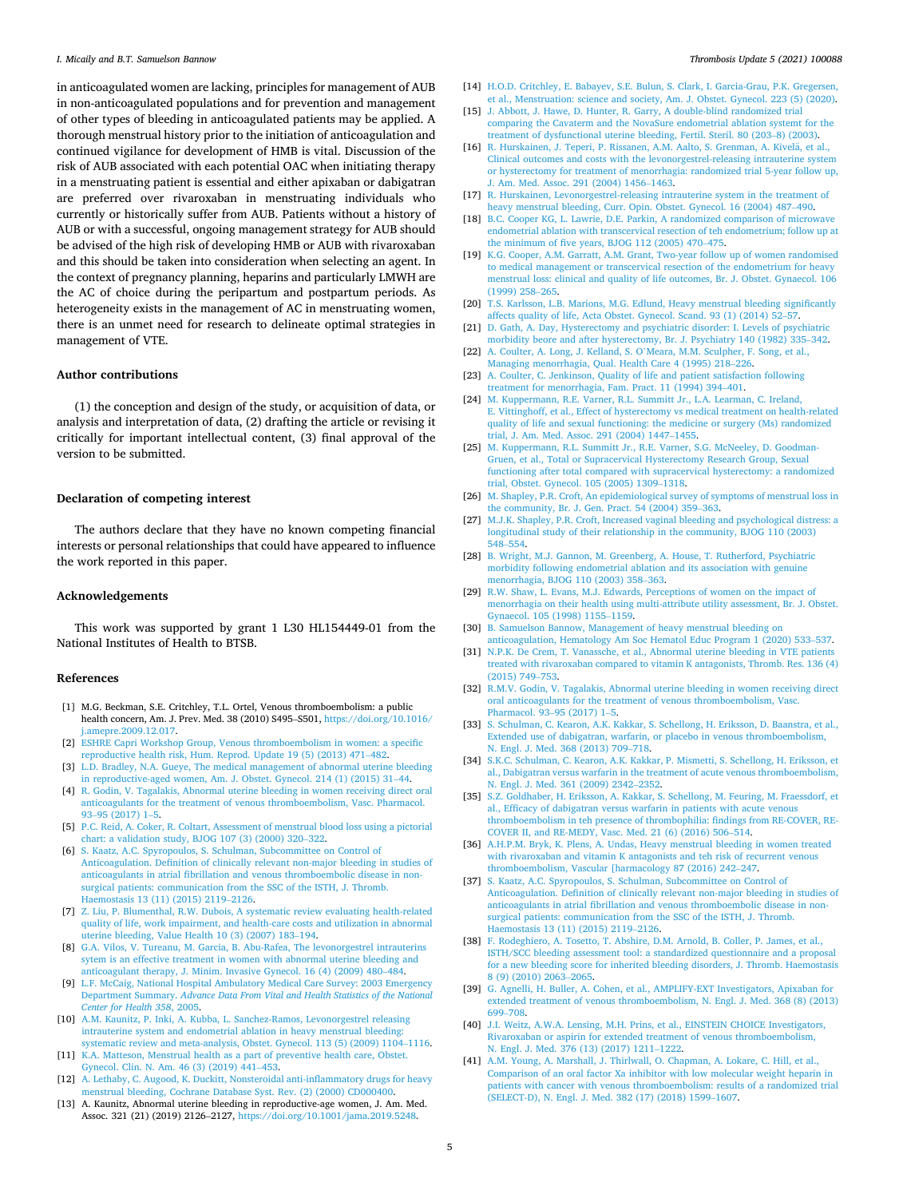in anticoagulated women are lacking, principles for management of AUB in non-anticoagulated populations and for prevention and management of other types of bleeding in anticoagulated patients may be applied. A thorough menstrual history prior to the initiation of anticoagulation and continued vigilance for development of HMB is vital. Discussion of the risk of AUB associated with each potential OAC when initiating therapy in a menstruating patient is essential and either apixaban or dabigatran are preferred over rivaroxaban in menstruating individuals who currently or historically suffer from AUB. Patients without a history of AUB or with a successful, ongoing management strategy for AUB should be advised of the high risk of developing HMB or AUB with rivaroxaban and this should be taken into consideration when selecting an agent. In the context of pregnancy planning, heparins and particularly LMWH are the AC of choice during the peripartum and postpartum periods. As heterogeneity exists in the management of AC in menstruating women, there is an unmet need for research to delineate optimal strategies in management of VTE.

## Author contributions

(1) the conception and design of the study, or acquisition of data, or analysis and interpretation of data, (2) drafting the article or revising it critically for important intellectual content, (3) final approval of the version to be submitted.

## Declaration of competing interest

The authors declare that they have no known competing financial interests or personal relationships that could have appeared to influence the work reported in this paper.

## Acknowledgements

This work was supported by grant 1 L30 HL154449-01 from the National Institutes of Health to BTSB.

## References

[1] M.G. Beckman, S.E. Critchley, T.L. Ortel, Venous thromboembolism: a public health concern, Am. J. Prev. Med. 38 (2010) S495–S501, https://doi.org/10.1016/j.amepre.2009.12.017.

[2] ESHRE Capri Workshop Group, Venous thromboembolism in women: a specific reproductive health risk, Hum. Reprod. Update 19 (5) (2013) 471–482.

[3] L.D. Bradley, N.A. Gueye, The medical management of abnormal uterine bleeding in reproductive-aged women, Am. J. Obstet. Gynecol. 214 (1) (2015) 31–44.

[4] R. Godin, V. Tagalakis, Abnormal uterine bleeding in women receiving direct oral anticoagulants for the treatment of venous thromboembolism, Vasc. Pharmacol. 93–95 (2017) 1–5.

[5] P.C. Reid, A. Coker, R. Coltart, Assessment of menstrual blood loss using a pictorial chart: a validation study, BJOG 107 (3) (2000) 320–322.

[6] S. Kaatz, A.C. Spyropoulos, S. Schulman, Subcommittee on Control of Anticoagulation. Definition of clinically relevant non-major bleeding in studies of anticoagulants in atrial fibrillation and venous thromboembolic disease in non-surgical patients: communication from the SSC of the ISTH, J. Thromb. Haemostasis 13 (11) (2015) 2119–2126.

[7] Z. Liu, P. Blumenthal, R.W. Dubois, A systematic review evaluating health-related quality of life, work impairment, and health-care costs and utilization in abnormal uterine bleeding, Value Health 10 (3) (2007) 183–194.

[8] G.A. Vilos, V. Tureanu, M. Garcia, B. Abu-Rafea, The levonorgestrel intrauterins sytem is an effective treatment in women with abnormal uterine bleeding and anticoagulant therapy, J. Minim. Invasive Gynecol. 16 (4) (2009) 480–484.

[9] L.F. McCaig, National Hospital Ambulatory Medical Care Survey: 2003 Emergency Department Summary. *Advance Data From Vital and Health Statistics of the National Center for Health 358*, 2005.

[10] A.M. Kaunitz, P. Inki, A. Kubba, L. Sanchez-Ramos, Levonorgestrel releasing intrauterine system and endometrial ablation in heavy menstrual bleeding: systematic review and meta-analysis, Obstet. Gynecol. 113 (5) (2009) 1104–1116.

[11] K.A. Matteson, Menstrual health as a part of preventive health care, Obstet. Gynecol. Clin. N. Am. 46 (3) (2019) 441–453.

[12] A. Lethaby, C. Augood, K. Duckitt, Nonsteroidal anti-inflammatory drugs for heavy menstrual bleeding, Cochrane Database Syst. Rev. (2) (2000) CD000400.

[13] A. Kaunitz, Abnormal uterine bleeding in reproductive-age women, J. Am. Med. Assoc. 321 (21) (2019) 2126–2127, https://doi.org/10.1001/jama.2019.5248.

[14] H.O.D. Critchley, E. Babayev, S.E. Bulun, S. Clark, I. Garcia-Grau, P.K. Gregersen, et al., Menstruation: science and society, Am. J. Obstet. Gynecol. 223 (5) (2020).

[15] J. Abbott, J. Hawe, D. Hunter, R. Garry, A double-blind randomized trial comparing the Cavaterm and the NovaSure endometrial ablation systemt for the treatment of dysfunctional uterine bleeding, Fertil. Steril. 80 (203–8) (2003).

[16] R. Hurskainen, J. Teperi, P. Rissanen, A.M. Aalto, S. Grenman, A. Kivelä, et al., Clinical outcomes and costs with the levonorgestrel-releasing intrauterine system or hysterectomy for treatment of menorrhagia: randomized trial 5-year follow up, J. Am. Med. Assoc. 291 (2004) 1456–1463.

[17] R. Hurskainen, Levonorgestrel-releasing intrauterine system in the treatment of heavy menstrual bleeding, Curr. Opin. Obstet. Gynecol. 16 (2004) 487–490.

[18] B.C. Cooper KG, L. Lawrie, D.E. Parkin, A randomized comparison of microwave endometrial ablation with transcervical resection of teh endometrium; follow up at the minimum of five years, BJOG 112 (2005) 470–475.

[19] K.G. Cooper, A.M. Garratt, A.M. Grant, Two-year follow up of women randomised to medical management or transcervical resection of the endometrium for heavy menstrual loss: clinical and quality of life outcomes, Br. J. Obstet. Gynaecol. 106 (1999) 258–265.

[20] T.S. Karlsson, L.B. Marions, M.G. Edlund, Heavy menstrual bleeding significantly affects quality of life, Acta Obstet. Gynecol. Scand. 93 (1) (2014) 52–57.

[21] D. Gath, A. Day, Hysterectomy and psychiatric disorder: I. Levels of psychiatric morbidity beore and after hysterectomy, Br. J. Psychiatry 140 (1982) 335–342.

[22] A. Coulter, A. Long, J. Kelland, S. O'Meara, M.M. Sculpher, F. Song, et al., Managing menorrhagia, Qual. Health Care 4 (1995) 218–226.

[23] A. Coulter, C. Jenkinson, Quality of life and patient satisfaction following treatment for menorrhagia, Fam. Pract. 11 (1994) 394–401.

[24] M. Kuppermann, R.E. Varner, R.L. Summitt Jr., L.A. Learman, C. Ireland, E. Vittinghoff, et al., Effect of hysterectomy vs medical treatment on health-related quality of life and sexual functioning: the medicine or surgery (Ms) randomized trial, J. Am. Med. Assoc. 291 (2004) 1447–1455.

[25] M. Kuppermann, R.L. Summitt Jr., R.E. Varner, S.G. McNeeley, D. Goodman-Gruen, et al., Total or Supracervical Hysterectomy Research Group, Sexual functioning after total compared with supracervical hysterectomy: a randomized trial, Obstet. Gynecol. 105 (2005) 1309–1318.

[26] M. Shapley, P.R. Croft, An epidemiological survey of symptoms of menstrual loss in the community, Br. J. Gen. Pract. 54 (2004) 359–363.

[27] M.J.K. Shapley, P.R. Croft, Increased vaginal bleeding and psychological distress: a longitudinal study of their relationship in the community, BJOG 110 (2003) 548–554.

[28] B. Wright, M.J. Gannon, M. Greenberg, A. House, T. Rutherford, Psychiatric morbidity following endometrial ablation and its association with genuine menorrhagia, BJOG 110 (2003) 358–363.

[29] R.W. Shaw, L. Evans, M.J. Edwards, Perceptions of women on the impact of menorrhagia on their health using multi-attribute utility assessment, Br. J. Obstet. Gynaecol. 105 (1998) 1155–1159.

[30] B. Samuelson Bannow, Management of heavy menstrual bleeding on anticoagulation, Hematology Am Soc Hematol Educ Program 1 (2020) 533–537.

[31] N.P.K. De Crem, T. Vanassche, et al., Abnormal uterine bleeding in VTE patients treated with rivaroxaban compared to vitamin K antagonists, Thromb. Res. 136 (4) (2015) 749–753.

[32] R.M.V. Godin, V. Tagalakis, Abnormal uterine bleeding in women receiving direct oral anticoagulants for the treatment of venous thromboembolism, Vasc. Pharmacol. 93–95 (2017) 1–5.

[33] S. Schulman, C. Kearon, A.K. Kakkar, S. Schellong, H. Eriksson, D. Baanstra, et al., Extended use of dabigatran, warfarin, or placebo in venous thromboembolism, N. Engl. J. Med. 368 (2013) 709–718.

[34] S.K.C. Schulman, C. Kearon, A.K. Kakkar, P. Mismetti, S. Schellong, H. Eriksson, et al., Dabigatran versus warfarin in the treatment of acute venous thromboembolism, N. Engl. J. Med. 361 (2009) 2342–2352.

[35] S.Z. Goldhaber, H. Eriksson, A. Kakkar, S. Schellong, M. Feuring, M. Fraessdorf, et al., Efficacy of dabigatran versus warfarin in patients with acute venous thromboembolism in teh presence of thrombophilia: findings from RE-COVER, RE-COVER II, and RE-MEDY, Vasc. Med. 21 (6) (2016) 506–514.

[36] A.H.P.M. Bryk, K. Plens, A. Undas, Heavy menstrual bleeding in women treated with rivaroxaban and vitamin K antagonists and teh risk of recurrent venous thromboembolism, Vascular [harmacology 87 (2016) 242–247.

[37] S. Kaatz, A.C. Spyropoulos, S. Schulman, Subcommittee on Control of Anticoagulation. Definition of clinically relevant non-major bleeding in studies of anticoagulants in atrial fibrillation and venous thromboembolic disease in non-surgical patients: communication from the SSC of the ISTH, J. Thromb. Haemostasis 13 (11) (2015) 2119–2126.

[38] F. Rodeghiero, A. Tosetto, T. Abshire, D.M. Arnold, B. Coller, P. James, et al., ISTH/SCC bleeding assessment tool: a standardized questionnaire and a proposal for a new bleeding score for inherited bleeding disorders, J. Thromb. Haemostasis 8 (9) (2010) 2063–2065.

[39] G. Agnelli, H. Buller, A. Cohen, et al., AMPLIFY-EXT Investigators, Apixaban for extended treatment of venous thromboembolism, N. Engl. J. Med. 368 (8) (2013) 699–708.

[40] J.I. Weitz, A.W.A. Lensing, M.H. Prins, et al., EINSTEIN CHOICE Investigators, Rivaroxaban or aspirin for extended treatment of venous thromboembolism, N. Engl. J. Med. 376 (13) (2017) 1211–1222.

[41] A.M. Young, A. Marshall, J. Thirlwall, O. Chapman, A. Lokare, C. Hill, et al., Comparison of an oral factor Xa inhibitor with low molecular weight heparin in patients with cancer with venous thromboembolism: results of a randomized trial (SELECT-D), N. Engl. J. Med. 382 (17) (2018) 1599–1607.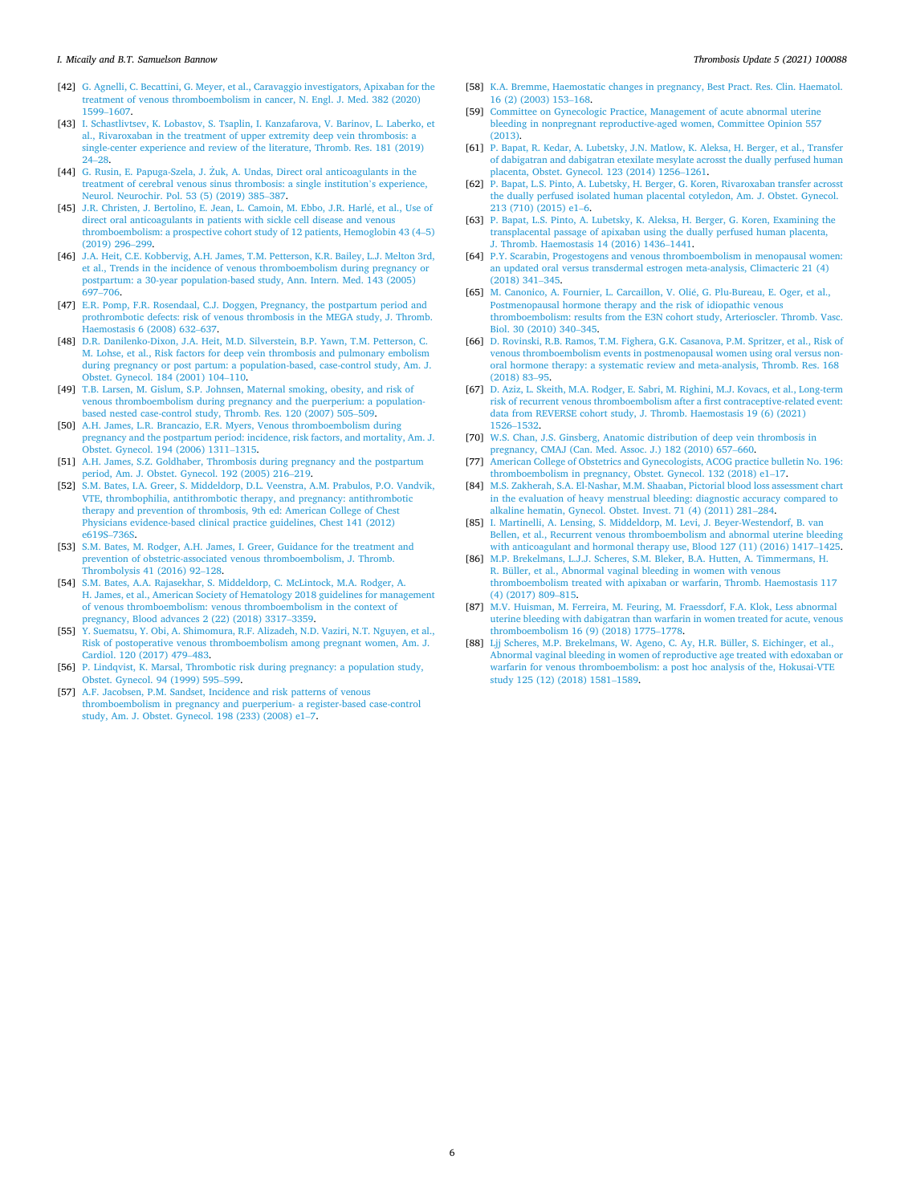[42] G. Agnelli, C. Becattini, G. Meyer, et al., Caravaggio investigators, Apixaban for the treatment of venous thromboembolism in cancer, N. Engl. J. Med. 382 (2020) 1599–1607.

[43] I. Schastlivtsev, K. Lobastov, S. Tsaplin, I. Kanzafarova, V. Barinov, L. Laberko, et al., Rivaroxaban in the treatment of upper extremity deep vein thrombosis: a single-center experience and review of the literature, Thromb. Res. 181 (2019) 24–28.

[44] G. Rusin, E. Papuga-Szela, J. Żuk, A. Undas, Direct oral anticoagulants in the treatment of cerebral venous sinus thrombosis: a single institution's experience, Neurol. Neurochir. Pol. 53 (5) (2019) 385–387.

[45] J.R. Christen, J. Bertolino, E. Jean, L. Camoin, M. Ebbo, J.R. Harlé, et al., Use of direct oral anticoagulants in patients with sickle cell disease and venous thromboembolism: a prospective cohort study of 12 patients, Hemoglobin 43 (4–5) (2019) 296–299.

[46] J.A. Heit, C.E. Kobbervig, A.H. James, T.M. Petterson, K.R. Bailey, L.J. Melton 3rd, et al., Trends in the incidence of venous thromboembolism during pregnancy or postpartum: a 30-year population-based study, Ann. Intern. Med. 143 (2005) 697–706.

[47] E.R. Pomp, F.R. Rosendaal, C.J. Doggen, Pregnancy, the postpartum period and prothrombotic defects: risk of venous thrombosis in the MEGA study, J. Thromb. Haemostasis 6 (2008) 632–637.

[48] D.R. Danilenko-Dixon, J.A. Heit, M.D. Silverstein, B.P. Yawn, T.M. Petterson, C. M. Lohse, et al., Risk factors for deep vein thrombosis and pulmonary embolism during pregnancy or post partum: a population-based, case-control study, Am. J. Obstet. Gynecol. 184 (2001) 104–110.

[49] T.B. Larsen, M. Gislum, S.P. Johnsen, Maternal smoking, obesity, and risk of venous thromboembolism during pregnancy and the puerperium: a population-based nested case-control study, Thromb. Res. 120 (2007) 505–509.

[50] A.H. James, L.R. Brancazio, E.R. Myers, Venous thromboembolism during pregnancy and the postpartum period: incidence, risk factors, and mortality, Am. J. Obstet. Gynecol. 194 (2006) 1311–1315.

[51] A.H. James, S.Z. Goldhaber, Thrombosis during pregnancy and the postpartum period, Am. J. Obstet. Gynecol. 192 (2005) 216–219.

[52] S.M. Bates, I.A. Greer, S. Middeldorp, D.L. Veenstra, A.M. Prabulos, P.O. Vandvik, VTE, thrombophilia, antithrombotic therapy, and pregnancy: antithrombotic therapy and prevention of thrombosis, 9th ed: American College of Chest Physicians evidence-based clinical practice guidelines, Chest 141 (2012) e619S–736S.

[53] S.M. Bates, M. Rodger, A.H. James, I. Greer, Guidance for the treatment and prevention of obstetric-associated venous thromboembolism, J. Thromb. Thrombolysis 41 (2016) 92–128.

[54] S.M. Bates, A.A. Rajasekhar, S. Middeldorp, C. McLintock, M.A. Rodger, A. H. James, et al., American Society of Hematology 2018 guidelines for management of venous thromboembolism: venous thromboembolism in the context of pregnancy, Blood advances 2 (22) (2018) 3317–3359.

[55] Y. Suematsu, Y. Obi, A. Shimomura, R.F. Alizadeh, N.D. Vaziri, N.T. Nguyen, et al., Risk of postoperative venous thromboembolism among pregnant women, Am. J. Cardiol. 120 (2017) 479–483.

[56] P. Lindqvist, K. Marsal, Thrombotic risk during pregnancy: a population study, Obstet. Gynecol. 94 (1999) 595–599.

[57] A.F. Jacobsen, P.M. Sandset, Incidence and risk patterns of venous thromboembolism in pregnancy and puerperium- a register-based case-control study, Am. J. Obstet. Gynecol. 198 (233) (2008) e1–7.

[58] K.A. Bremme, Haemostatic changes in pregnancy, Best Pract. Res. Clin. Haematol. 16 (2) (2003) 153–168.

[59] Committee on Gynecologic Practice, Management of acute abnormal uterine bleeding in nonpregnant reproductive-aged women, Committee Opinion 557 (2013).

[61] P. Bapat, R. Kedar, A. Lubetsky, J.N. Matlow, K. Aleksa, H. Berger, et al., Transfer of dabigatran and dabigatran etexilate mesylate acrosst the dually perfused human placenta, Obstet. Gynecol. 123 (2014) 1256–1261.

[62] P. Bapat, L.S. Pinto, A. Lubetsky, H. Berger, G. Koren, Rivaroxaban transfer acrosst the dually perfused isolated human placental cotyledon, Am. J. Obstet. Gynecol. 213 (710) (2015) e1–6.

[63] P. Bapat, L.S. Pinto, A. Lubetsky, K. Aleksa, H. Berger, G. Koren, Examining the transplacental passage of apixaban using the dually perfused human placenta, J. Thromb. Haemostasis 14 (2016) 1436–1441.

[64] P.Y. Scarabin, Progestogens and venous thromboembolism in menopausal women: an updated oral versus transdermal estrogen meta-analysis, Climacteric 21 (4) (2018) 341–345.

[65] M. Canonico, A. Fournier, L. Carcaillon, V. Olié, G. Plu-Bureau, E. Oger, et al., Postmenopausal hormone therapy and the risk of idiopathic venous thromboembolism: results from the E3N cohort study, Arterioscler. Thromb. Vasc. Biol. 30 (2010) 340–345.

[66] D. Rovinski, R.B. Ramos, T.M. Fighera, G.K. Casanova, P.M. Spritzer, et al., Risk of venous thromboembolism events in postmenopausal women using oral versus non-oral hormone therapy: a systematic review and meta-analysis, Thromb. Res. 168 (2018) 83–95.

[67] D. Aziz, L. Skeith, M.A. Rodger, E. Sabri, M. Righini, M.J. Kovacs, et al., Long-term risk of recurrent venous thromboembolism after a first contraceptive-related event: data from REVERSE cohort study, J. Thromb. Haemostasis 19 (6) (2021) 1526–1532.

[70] W.S. Chan, J.S. Ginsberg, Anatomic distribution of deep vein thrombosis in pregnancy, CMAJ (Can. Med. Assoc. J.) 182 (2010) 657–660.

[77] American College of Obstetrics and Gynecologists, ACOG practice bulletin No. 196: thromboembolism in pregnancy, Obstet. Gynecol. 132 (2018) e1–17.

[84] M.S. Zakherah, S.A. El-Nashar, M.M. Shaaban, Pictorial blood loss assessment chart in the evaluation of heavy menstrual bleeding: diagnostic accuracy compared to alkaline hematin, Gynecol. Obstet. Invest. 71 (4) (2011) 281–284.

[85] I. Martinelli, A. Lensing, S. Middeldorp, M. Levi, J. Beyer-Westendorf, B. van Bellen, et al., Recurrent venous thromboembolism and abnormal uterine bleeding with anticoagulant and hormonal therapy use, Blood 127 (11) (2016) 1417–1425.

[86] M.P. Brekelmans, L.J.J. Scheres, S.M. Bleker, B.A. Hutten, A. Timmermans, H. R. Büller, et al., Abnormal vaginal bleeding in women with venous thromboembolism treated with apixaban or warfarin, Thromb. Haemostasis 117 (4) (2017) 809–815.

[87] M.V. Huisman, M. Ferreira, M. Feuring, M. Fraessdorf, F.A. Klok, Less abnormal uterine bleeding with dabigatran than warfarin in women treated for acute, venous thromboembolism 16 (9) (2018) 1775–1778.

[88] Ljj Scheres, M.P. Brekelmans, W. Ageno, C. Ay, H.R. Büller, S. Eichinger, et al., Abnormal vaginal bleeding in women of reproductive age treated with edoxaban or warfarin for venous thromboembolism: a post hoc analysis of the, Hokusai-VTE study 125 (12) (2018) 1581–1589.